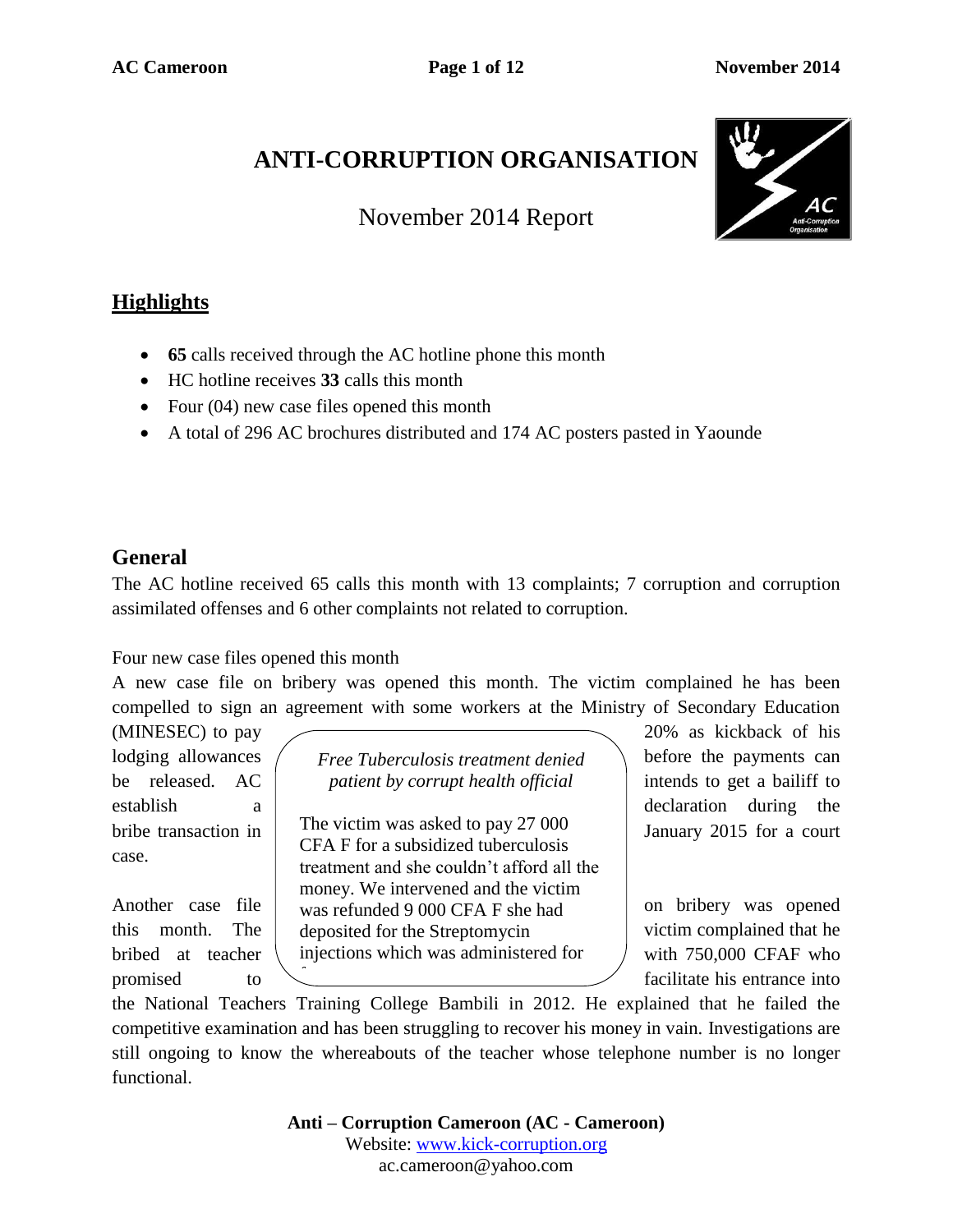# ANTI-CORRUPTION ORGANISATION

November 2014 Report

## Highlights

- **65** calls received through the AC hotline phone this month
- HC hotline receives **33** calls this month
- Four (04) new case files opened this month
- A total of 296 AC brochures distributed and 174 AC posters pasted in Yaounde

## General

The AC hotline received 65 calls this month with 13 complaints; 7 corruption and corruption assimilated offenses and 6 other complaints not related to corruption.

Four new case files opened this month

A new case file on bribery was opened this month. The victim complained he has been compelled to sign an agreement with some workers at the Ministry of Secondary Education (MINESEC) to pay 20% as kickback of his lodging allowances before the payments can be released. AC intends to get a bailiff to establish a declaration during the bribe transaction in January 2015 for a court case.

Another case file on bribery was opened this month. The victim complained that he bribed at teacher with 750,000 CFAF who promised to facilitate his entrance into the National Teachers Training College Bambili in 2012. He explained that he failed the competitive examination and has been struggling to recover his money in vain. Investigations are still ongoing to know the whereabouts of the teacher whose telephone number is no longer functional.

> *Free Tuberculosis treatment denied patient by corrupt health official*
>
> The victim was asked to pay 27 000 CFA F for a subsidized tuberculosis treatment and she couldn't afford all the money. We intervened and the victim was refunded 9 000 CFA F she had deposited for the Streptomycin injections which was administered for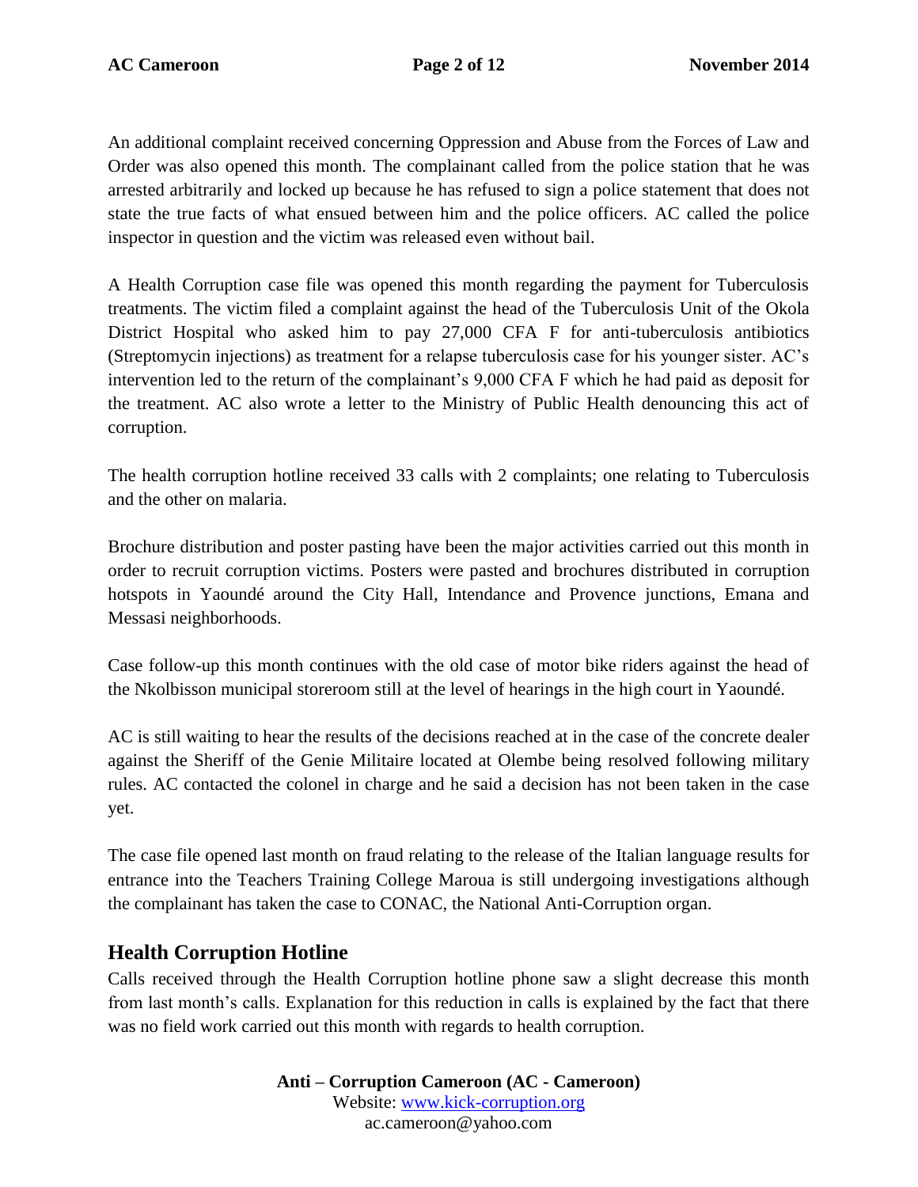An additional complaint received concerning Oppression and Abuse from the Forces of Law and Order was also opened this month. The complainant called from the police station that he was arrested arbitrarily and locked up because he has refused to sign a police statement that does not state the true facts of what ensued between him and the police officers. AC called the police inspector in question and the victim was released even without bail.

A Health Corruption case file was opened this month regarding the payment for Tuberculosis treatments. The victim filed a complaint against the head of the Tuberculosis Unit of the Okola District Hospital who asked him to pay 27,000 CFA F for anti-tuberculosis antibiotics (Streptomycin injections) as treatment for a relapse tuberculosis case for his younger sister. AC's intervention led to the return of the complainant's 9,000 CFA F which he had paid as deposit for the treatment. AC also wrote a letter to the Ministry of Public Health denouncing this act of corruption.

The health corruption hotline received 33 calls with 2 complaints; one relating to Tuberculosis and the other on malaria.

Brochure distribution and poster pasting have been the major activities carried out this month in order to recruit corruption victims. Posters were pasted and brochures distributed in corruption hotspots in Yaoundé around the City Hall, Intendance and Provence junctions, Emana and Messasi neighborhoods.

Case follow-up this month continues with the old case of motor bike riders against the head of the Nkolbisson municipal storeroom still at the level of hearings in the high court in Yaoundé.

AC is still waiting to hear the results of the decisions reached at in the case of the concrete dealer against the Sheriff of the Genie Militaire located at Olembe being resolved following military rules. AC contacted the colonel in charge and he said a decision has not been taken in the case yet.

The case file opened last month on fraud relating to the release of the Italian language results for entrance into the Teachers Training College Maroua is still undergoing investigations although the complainant has taken the case to CONAC, the National Anti-Corruption organ.

## Health Corruption Hotline

Calls received through the Health Corruption hotline phone saw a slight decrease this month from last month's calls. Explanation for this reduction in calls is explained by the fact that there was no field work carried out this month with regards to health corruption.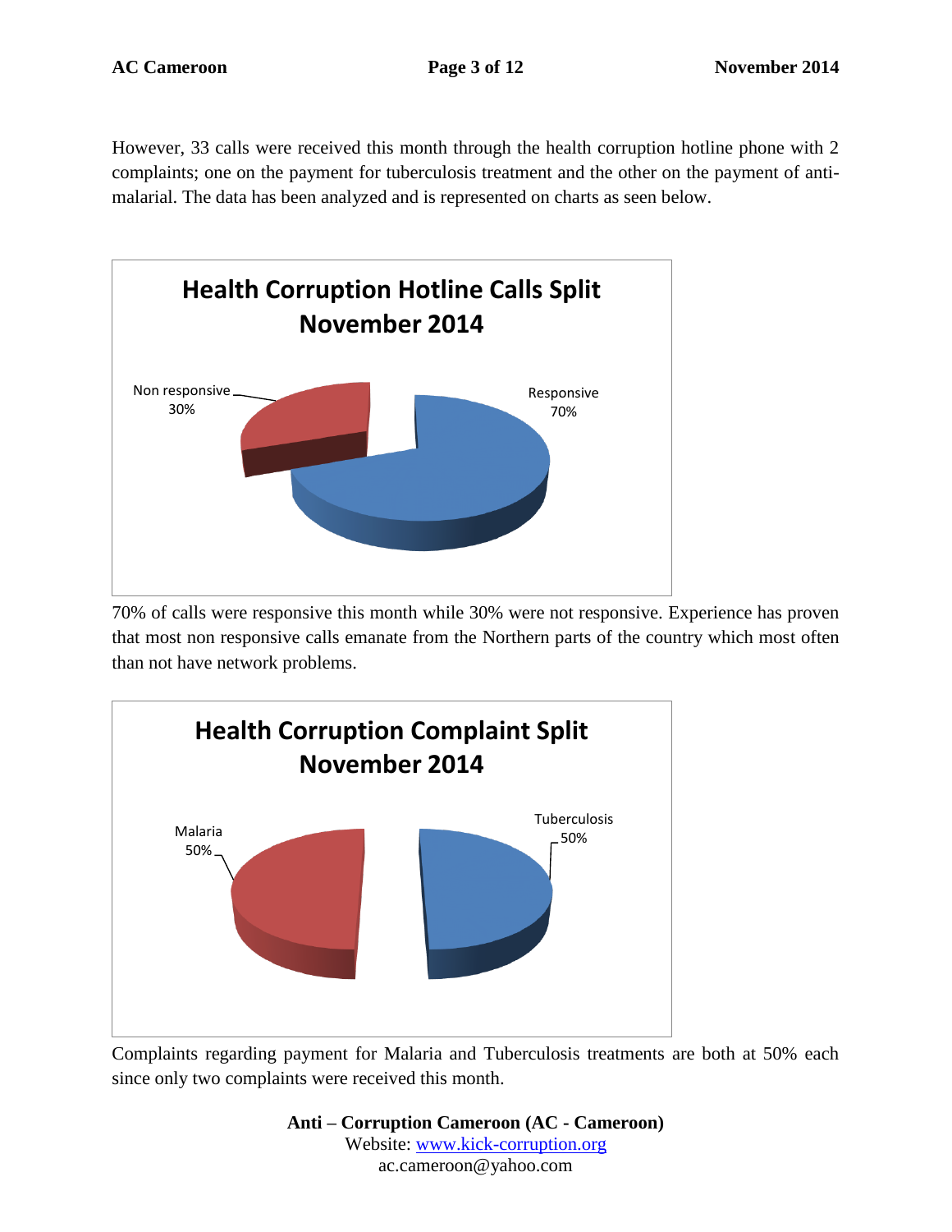However, 33 calls were received this month through the health corruption hotline phone with 2 complaints; one on the payment for tuberculosis treatment and the other on the payment of anti-malarial. The data has been analyzed and is represented on charts as seen below.

**Health Corruption Hotline Calls Split November 2014**

Non responsive 30%

Responsive 70%

70% of calls were responsive this month while 30% were not responsive. Experience has proven that most non responsive calls emanate from the Northern parts of the country which most often than not have network problems.

**Health Corruption Complaint Split November 2014**

Malaria 50%

Tuberculosis 50%

Complaints regarding payment for Malaria and Tuberculosis treatments are both at 50% each since only two complaints were received this month.

**Anti – Corruption Cameroon (AC - Cameroon)**
Website: www.kick-corruption.org
ac.cameroon@yahoo.com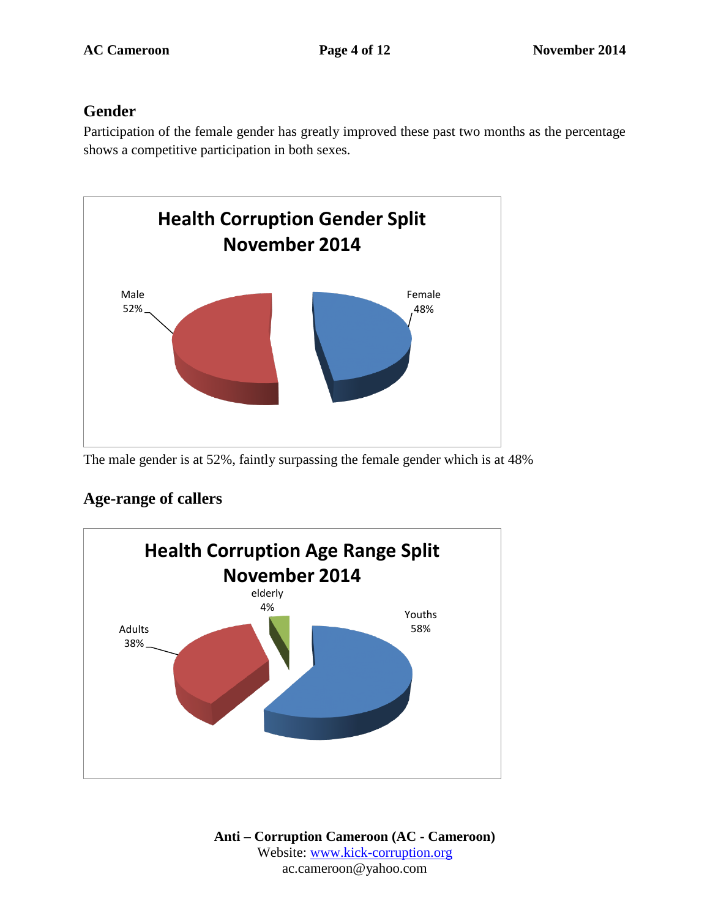## Gender

Participation of the female gender has greatly improved these past two months as the percentage shows a competitive participation in both sexes.

**Health Corruption Gender Split November 2014**

Male 52%

Female 48%

The male gender is at 52%, faintly surpassing the female gender which is at 48%

## Age-range of callers

**Health Corruption Age Range Split November 2014**

elderly 4%

Youths 58%

Adults 38%

**Anti – Corruption Cameroon (AC - Cameroon)**
Website: www.kick-corruption.org
ac.cameroon@yahoo.com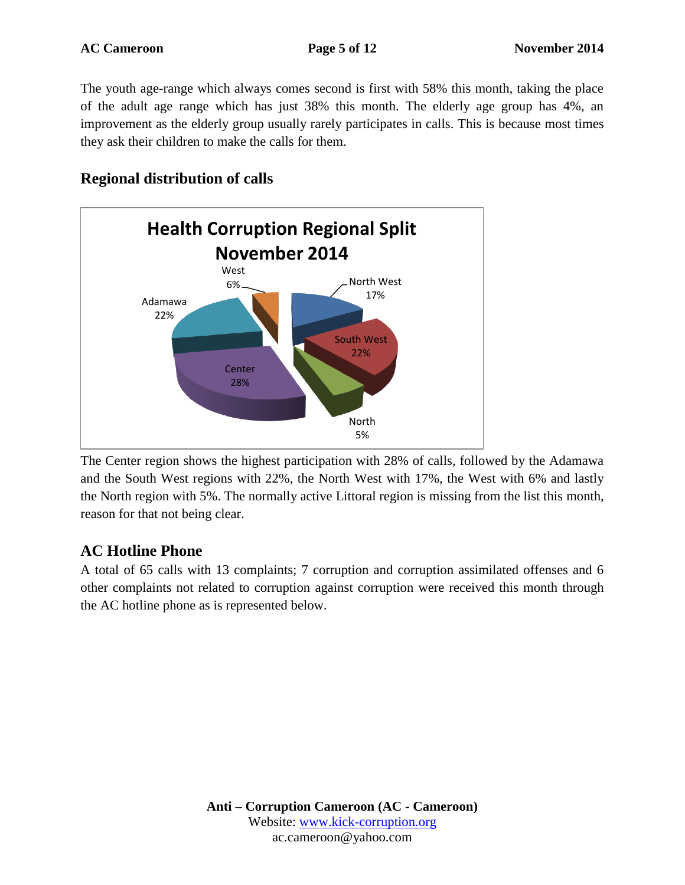The youth age-range which always comes second is first with 58% this month, taking the place of the adult age range which has just 38% this month. The elderly age group has 4%, an improvement as the elderly group usually rarely participates in calls. This is because most times they ask their children to make the calls for them.

## Regional distribution of calls

**Health Corruption Regional Split November 2014**

West 6%

North West 17%

Adamawa 22%

South West 22%

Center 28%

North 5%

The Center region shows the highest participation with 28% of calls, followed by the Adamawa and the South West regions with 22%, the North West with 17%, the West with 6% and lastly the North region with 5%. The normally active Littoral region is missing from the list this month, reason for that not being clear.

## AC Hotline Phone

A total of 65 calls with 13 complaints; 7 corruption and corruption assimilated offenses and 6 other complaints not related to corruption against corruption were received this month through the AC hotline phone as is represented below.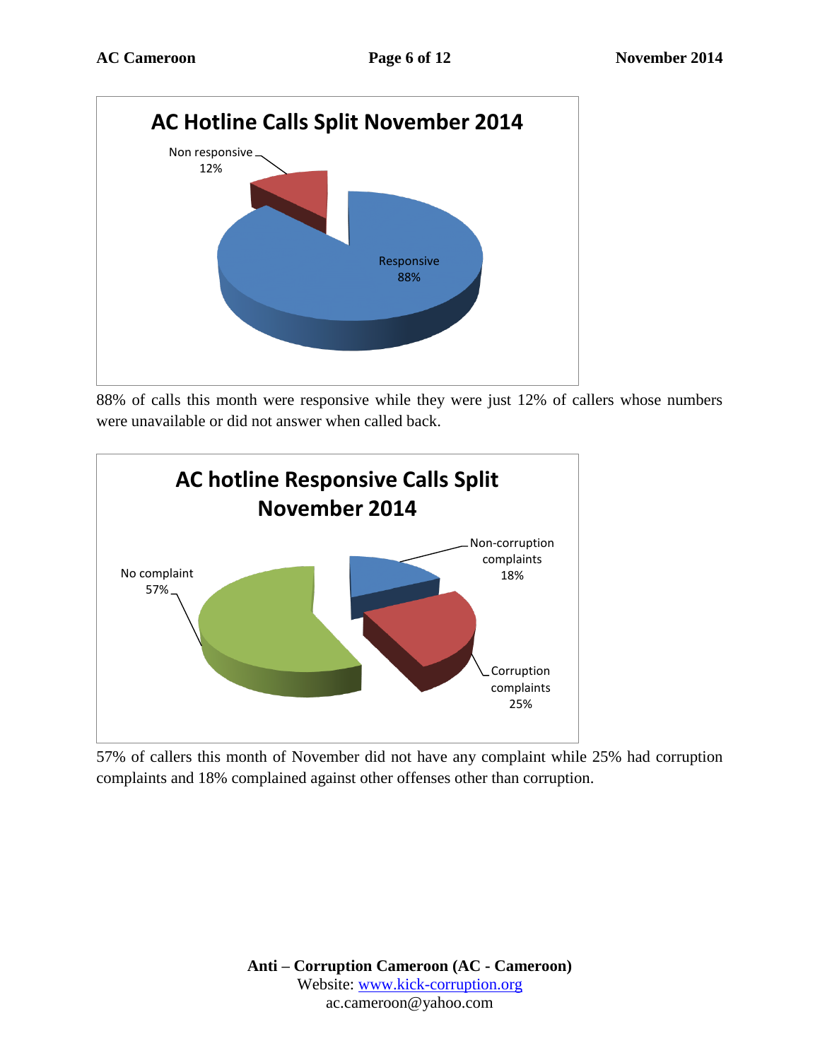**AC Hotline Calls Split November 2014**

Non responsive 12%

Responsive 88%

88% of calls this month were responsive while they were just 12% of callers whose numbers were unavailable or did not answer when called back.

**AC hotline Responsive Calls Split November 2014**

No complaint 57%

Non-corruption complaints 18%

Corruption complaints 25%

57% of callers this month of November did not have any complaint while 25% had corruption complaints and 18% complained against other offenses other than corruption.

**Anti – Corruption Cameroon (AC - Cameroon)**
Website: www.kick-corruption.org
ac.cameroon@yahoo.com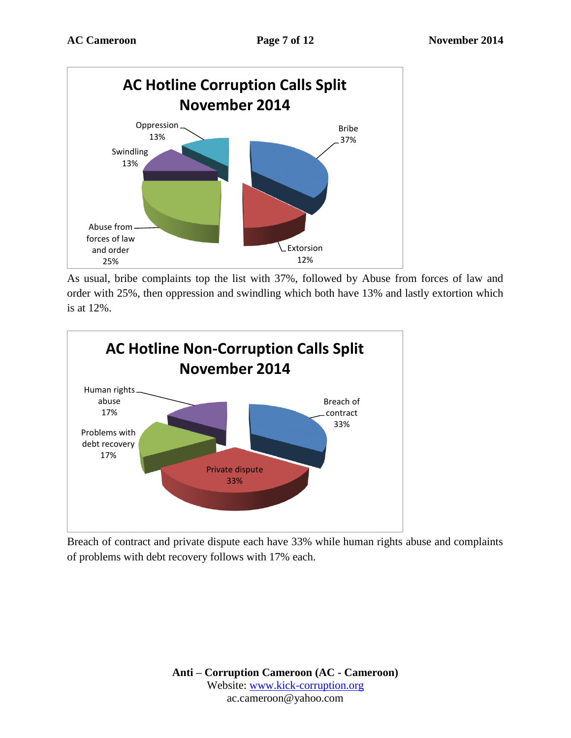**AC Hotline Corruption Calls Split November 2014**

- Bribe 37%
- Extorsion 12%
- Abuse from forces of law and order 25%
- Swindling 13%
- Oppression 13%

As usual, bribe complaints top the list with 37%, followed by Abuse from forces of law and order with 25%, then oppression and swindling which both have 13% and lastly extortion which is at 12%.

**AC Hotline Non-Corruption Calls Split November 2014**

- Breach of contract 33%
- Private dispute 33%
- Problems with debt recovery 17%
- Human rights abuse 17%

Breach of contract and private dispute each have 33% while human rights abuse and complaints of problems with debt recovery follows with 17% each.

**Anti – Corruption Cameroon (AC - Cameroon)**
Website: www.kick-corruption.org
ac.cameroon@yahoo.com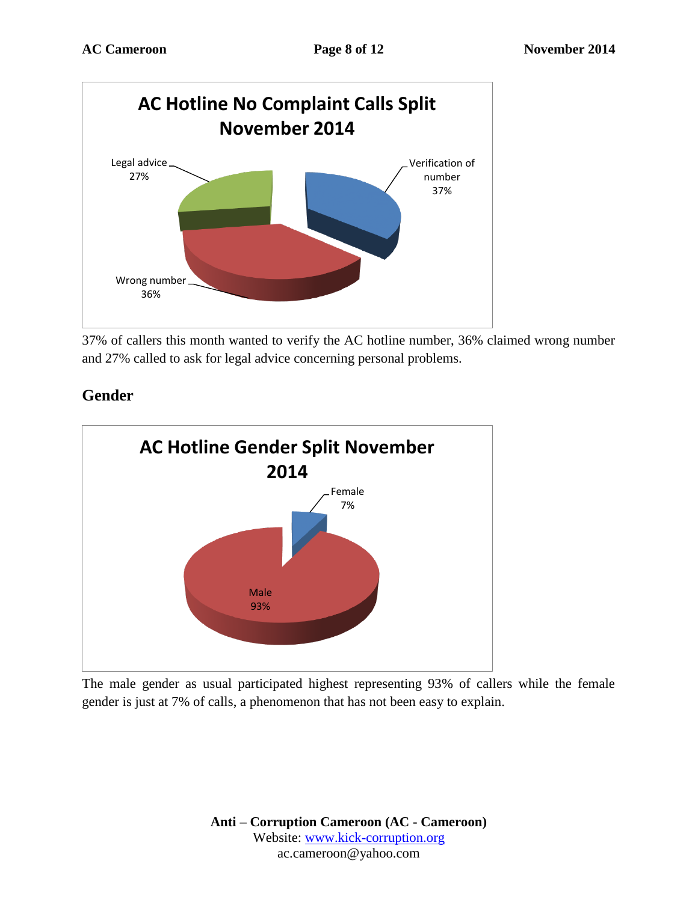**AC Hotline No Complaint Calls Split November 2014**

| Category | Percentage |
|---|---|
| Verification of number | 37% |
| Wrong number | 36% |
| Legal advice | 27% |

37% of callers this month wanted to verify the AC hotline number, 36% claimed wrong number and 27% called to ask for legal advice concerning personal problems.

## Gender

**AC Hotline Gender Split November 2014**

| Gender | Percentage |
|---|---|
| Female | 7% |
| Male | 93% |

The male gender as usual participated highest representing 93% of callers while the female gender is just at 7% of calls, a phenomenon that has not been easy to explain.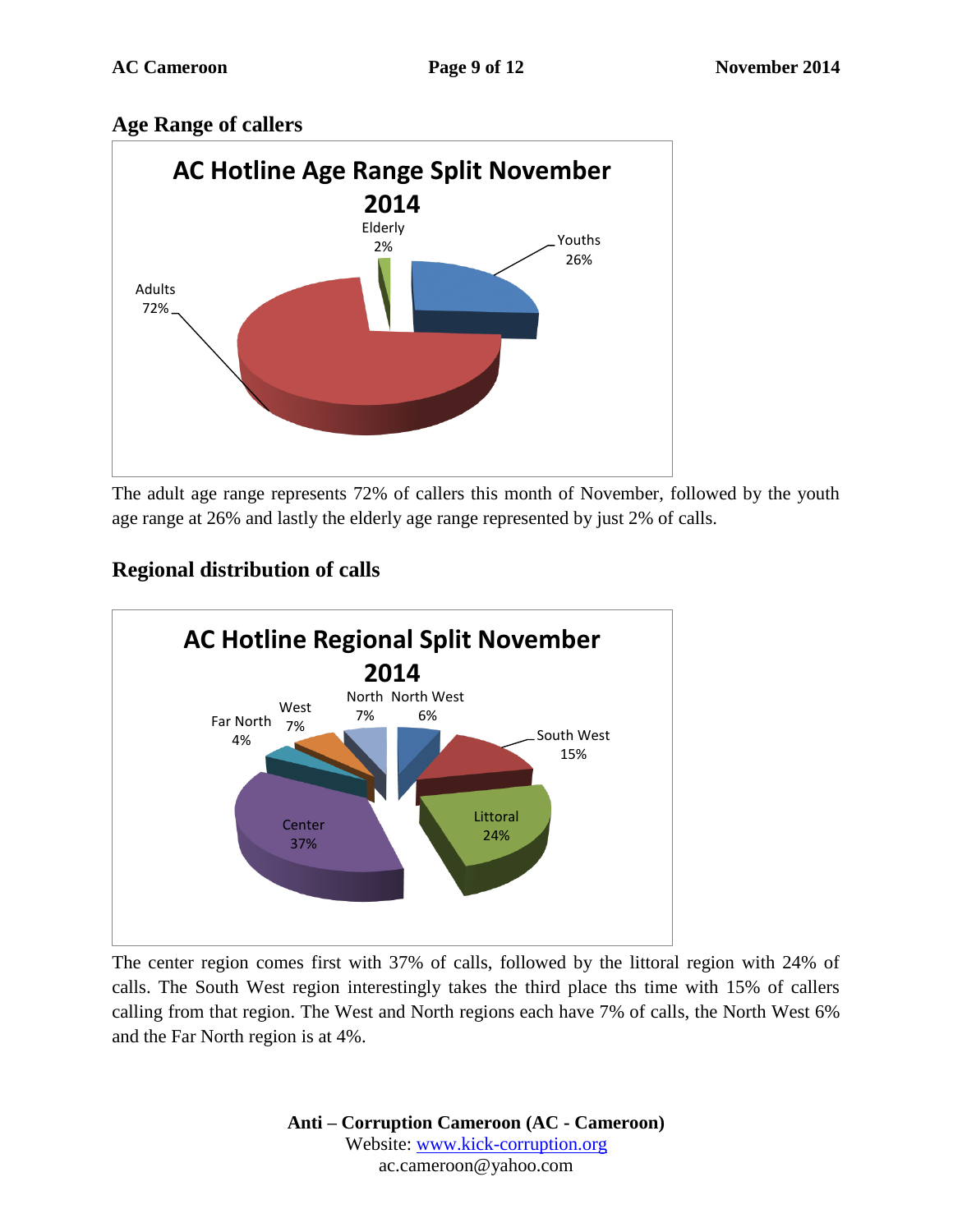## Age Range of callers

**AC Hotline Age Range Split November 2014**

Elderly 2%

Youths 26%

Adults 72%

The adult age range represents 72% of callers this month of November, followed by the youth age range at 26% and lastly the elderly age range represented by just 2% of calls.

## Regional distribution of calls

**AC Hotline Regional Split November 2014**

North 7%

North West 6%

West 7%

Far North 4%

South West 15%

Littoral 24%

Center 37%

The center region comes first with 37% of calls, followed by the littoral region with 24% of calls. The South West region interestingly takes the third place ths time with 15% of callers calling from that region. The West and North regions each have 7% of calls, the North West 6% and the Far North region is at 4%.

**Anti – Corruption Cameroon (AC - Cameroon)**
Website: www.kick-corruption.org
ac.cameroon@yahoo.com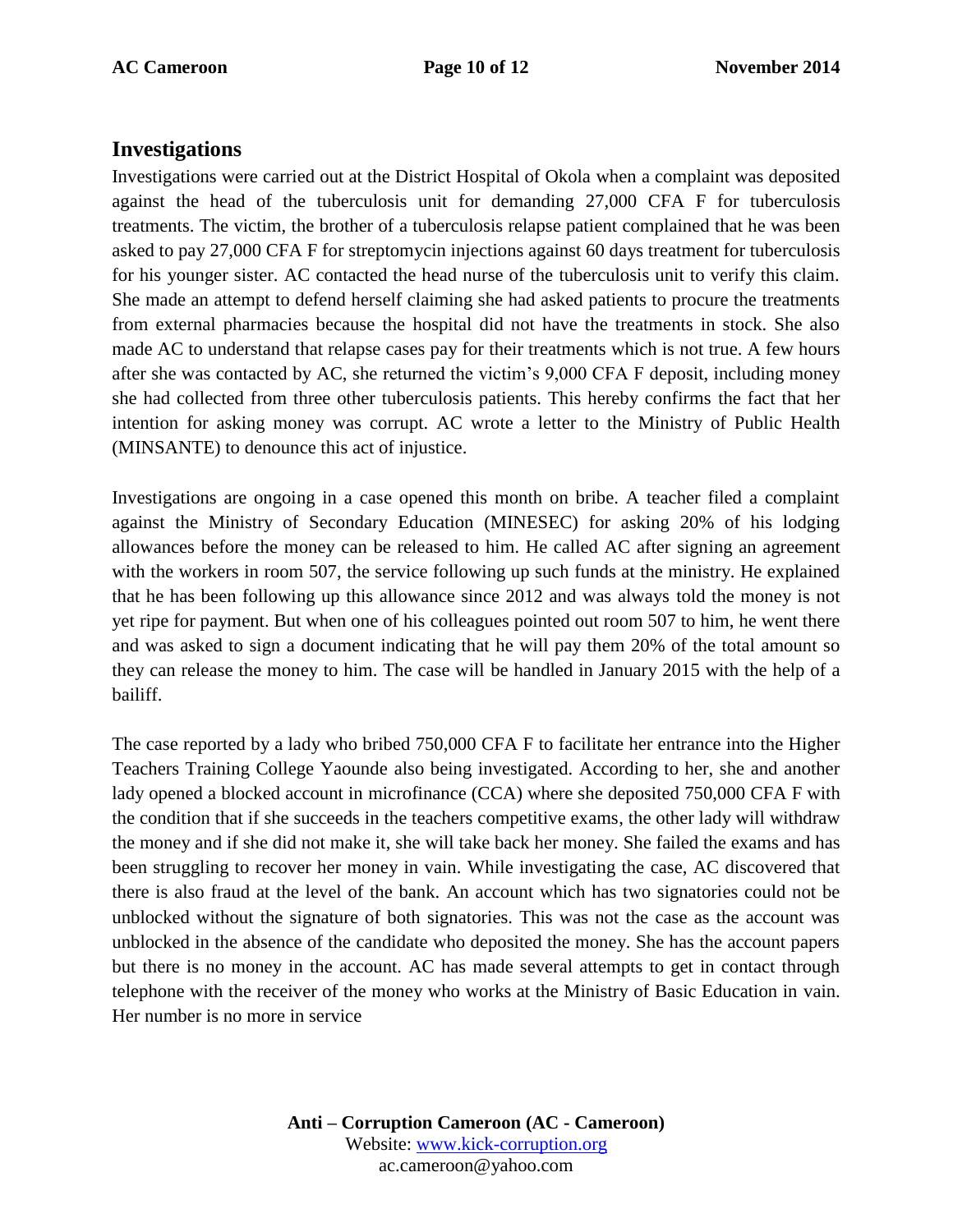## Investigations

Investigations were carried out at the District Hospital of Okola when a complaint was deposited against the head of the tuberculosis unit for demanding 27,000 CFA F for tuberculosis treatments. The victim, the brother of a tuberculosis relapse patient complained that he was been asked to pay 27,000 CFA F for streptomycin injections against 60 days treatment for tuberculosis for his younger sister. AC contacted the head nurse of the tuberculosis unit to verify this claim. She made an attempt to defend herself claiming she had asked patients to procure the treatments from external pharmacies because the hospital did not have the treatments in stock. She also made AC to understand that relapse cases pay for their treatments which is not true. A few hours after she was contacted by AC, she returned the victim's 9,000 CFA F deposit, including money she had collected from three other tuberculosis patients. This hereby confirms the fact that her intention for asking money was corrupt. AC wrote a letter to the Ministry of Public Health (MINSANTE) to denounce this act of injustice.

Investigations are ongoing in a case opened this month on bribe. A teacher filed a complaint against the Ministry of Secondary Education (MINESEC) for asking 20% of his lodging allowances before the money can be released to him. He called AC after signing an agreement with the workers in room 507, the service following up such funds at the ministry. He explained that he has been following up this allowance since 2012 and was always told the money is not yet ripe for payment. But when one of his colleagues pointed out room 507 to him, he went there and was asked to sign a document indicating that he will pay them 20% of the total amount so they can release the money to him. The case will be handled in January 2015 with the help of a bailiff.

The case reported by a lady who bribed 750,000 CFA F to facilitate her entrance into the Higher Teachers Training College Yaounde also being investigated. According to her, she and another lady opened a blocked account in microfinance (CCA) where she deposited 750,000 CFA F with the condition that if she succeeds in the teachers competitive exams, the other lady will withdraw the money and if she did not make it, she will take back her money. She failed the exams and has been struggling to recover her money in vain. While investigating the case, AC discovered that there is also fraud at the level of the bank. An account which has two signatories could not be unblocked without the signature of both signatories. This was not the case as the account was unblocked in the absence of the candidate who deposited the money. She has the account papers but there is no money in the account. AC has made several attempts to get in contact through telephone with the receiver of the money who works at the Ministry of Basic Education in vain. Her number is no more in service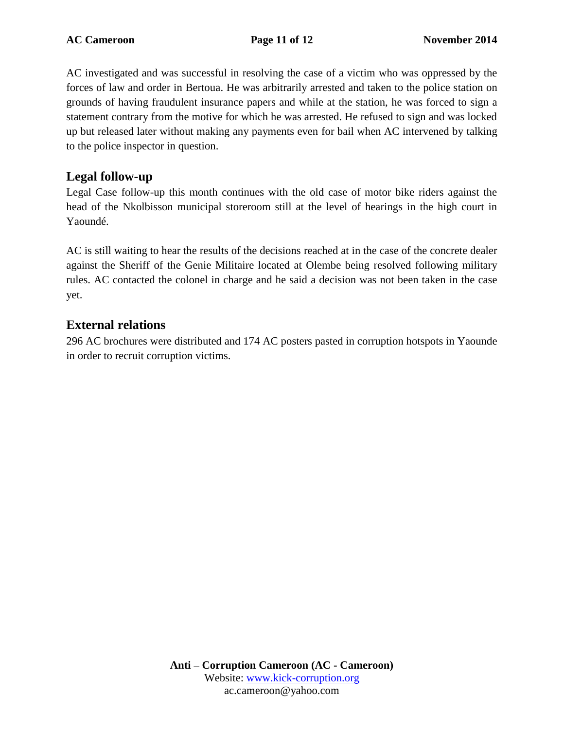AC investigated and was successful in resolving the case of a victim who was oppressed by the forces of law and order in Bertoua. He was arbitrarily arrested and taken to the police station on grounds of having fraudulent insurance papers and while at the station, he was forced to sign a statement contrary from the motive for which he was arrested. He refused to sign and was locked up but released later without making any payments even for bail when AC intervened by talking to the police inspector in question.

## Legal follow-up

Legal Case follow-up this month continues with the old case of motor bike riders against the head of the Nkolbisson municipal storeroom still at the level of hearings in the high court in Yaoundé.

AC is still waiting to hear the results of the decisions reached at in the case of the concrete dealer against the Sheriff of the Genie Militaire located at Olembe being resolved following military rules. AC contacted the colonel in charge and he said a decision was not been taken in the case yet.

## External relations

296 AC brochures were distributed and 174 AC posters pasted in corruption hotspots in Yaounde in order to recruit corruption victims.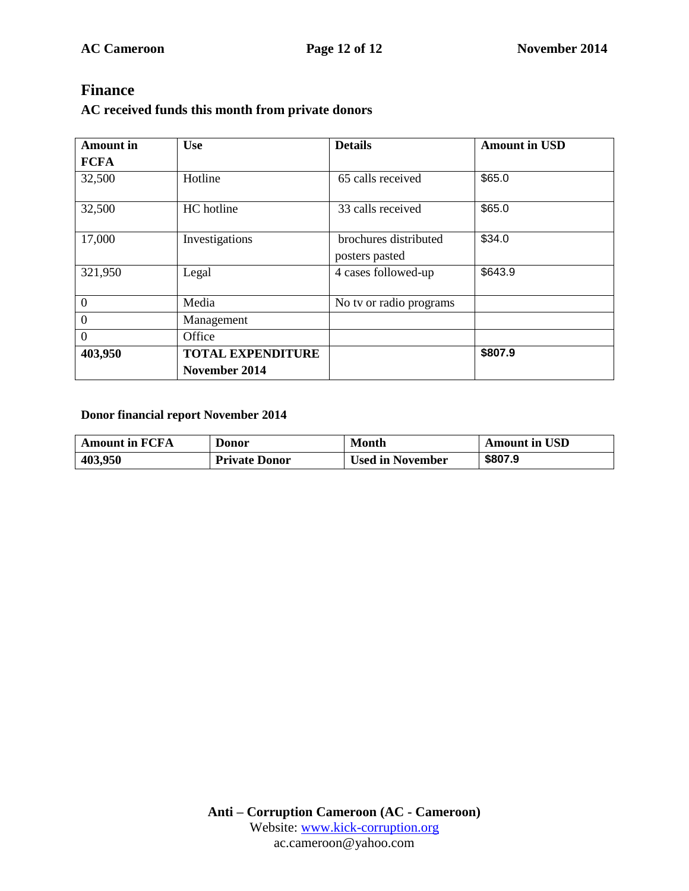## Finance

### AC received funds this month from private donors

| Amount in FCFA | Use | Details | Amount in USD |
|---|---|---|---|
| 32,500 | Hotline | 65 calls received | $65.0 |
| 32,500 | HC hotline | 33 calls received | $65.0 |
| 17,000 | Investigations | brochures distributed posters pasted | $34.0 |
| 321,950 | Legal | 4 cases followed-up | $643.9 |
| 0 | Media | No tv or radio programs | |
| 0 | Management | | |
| 0 | Office | | |
| **403,950** | **TOTAL EXPENDITURE November 2014** | | **$807.9** |

**Donor financial report November 2014**

| Amount in FCFA | Donor | Month | Amount in USD |
|---|---|---|---|
| **403,950** | **Private Donor** | **Used in November** | **$807.9** |

**Anti – Corruption Cameroon (AC - Cameroon)**
Website: www.kick-corruption.org
ac.cameroon@yahoo.com